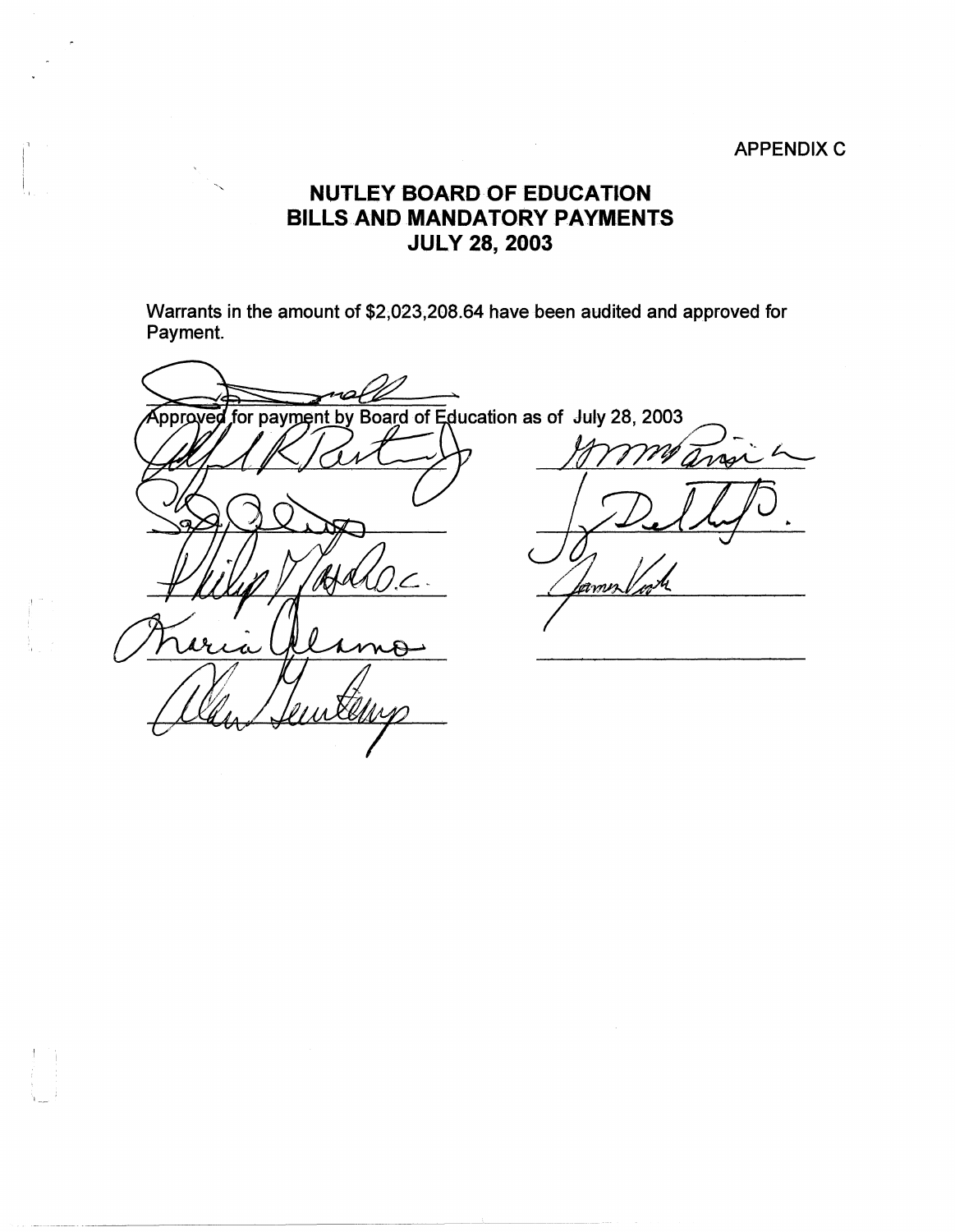APPENDIX C

# NUTLEY BOARD OF EDUCATION
# BILLS AND MANDATORY PAYMENTS
# JULY 28, 2003

Warrants in the amount of $2,023,208.64 have been audited and approved for Payment.

Approved for payment by Board of Education as of July 28, 2003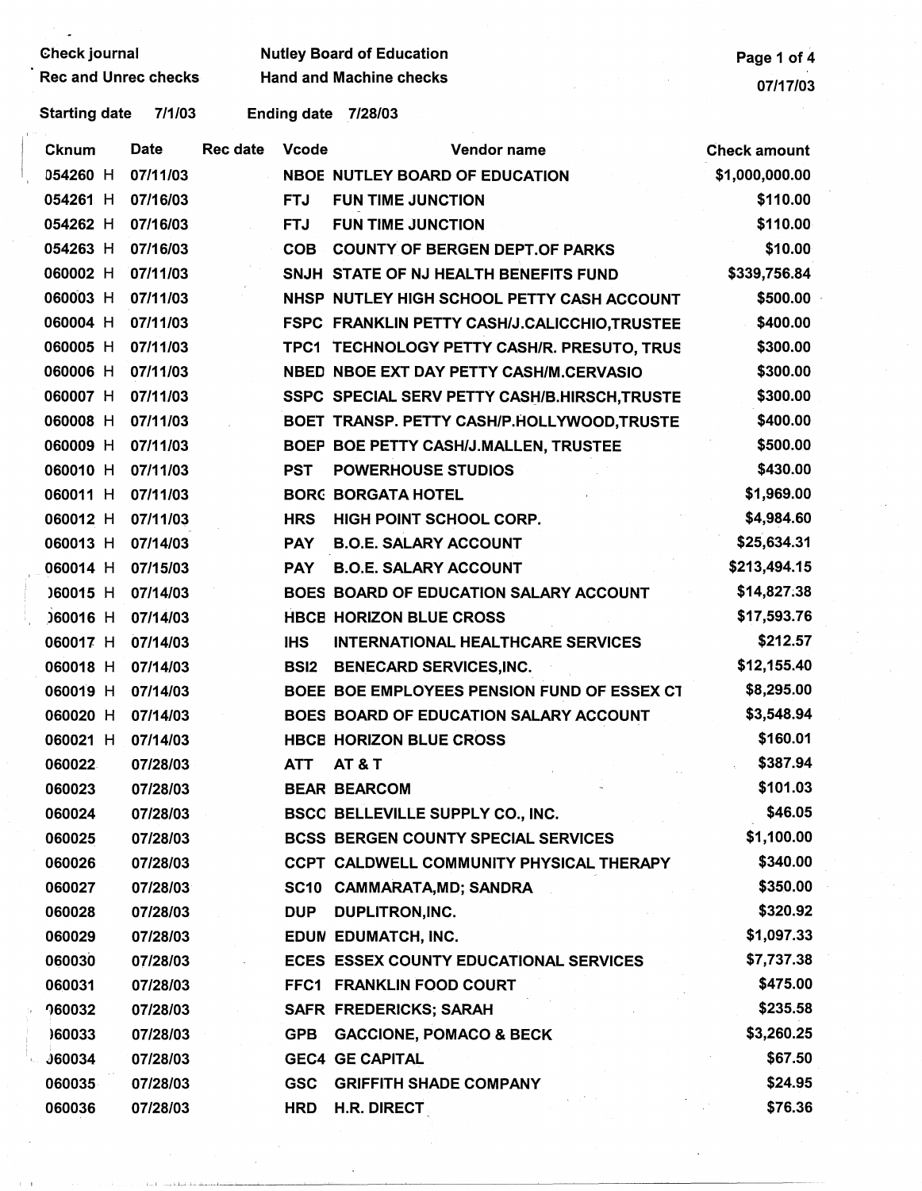Check journal | Nutley Board of Education
Rec and Unrec checks | Hand and Machine checks

07/17/03

Starting date 7/1/03 Ending date 7/28/03

| Cknum | Date | Rec date | Vcode | Vendor name | Check amount |
|---|---|---|---|---|---|
| 054260 H | 07/11/03 | | NBOE | NUTLEY BOARD OF EDUCATION | $1,000,000.00 |
| 054261 H | 07/16/03 | | FTJ | FUN TIME JUNCTION | $110.00 |
| 054262 H | 07/16/03 | | FTJ | FUN TIME JUNCTION | $110.00 |
| 054263 H | 07/16/03 | | COB | COUNTY OF BERGEN DEPT.OF PARKS | $10.00 |
| 060002 H | 07/11/03 | | SNJH | STATE OF NJ HEALTH BENEFITS FUND | $339,756.84 |
| 060003 H | 07/11/03 | | NHSP | NUTLEY HIGH SCHOOL PETTY CASH ACCOUNT | $500.00 |
| 060004 H | 07/11/03 | | FSPC | FRANKLIN PETTY CASH/J.CALICCHIO,TRUSTEE | $400.00 |
| 060005 H | 07/11/03 | | TPC1 | TECHNOLOGY PETTY CASH/R. PRESUTO, TRUS | $300.00 |
| 060006 H | 07/11/03 | | NBED | NBOE EXT DAY PETTY CASH/M.CERVASIO | $300.00 |
| 060007 H | 07/11/03 | | SSPC | SPECIAL SERV PETTY CASH/B.HIRSCH,TRUSTE | $300.00 |
| 060008 H | 07/11/03 | | BOET | TRANSP. PETTY CASH/P.HOLLYWOOD,TRUSTE | $400.00 |
| 060009 H | 07/11/03 | | BOEP | BOE PETTY CASH/J.MALLEN, TRUSTEE | $500.00 |
| 060010 H | 07/11/03 | | PST | POWERHOUSE STUDIOS | $430.00 |
| 060011 H | 07/11/03 | | BORG | BORGATA HOTEL | $1,969.00 |
| 060012 H | 07/11/03 | | HRS | HIGH POINT SCHOOL CORP. | $4,984.60 |
| 060013 H | 07/14/03 | | PAY | B.O.E. SALARY ACCOUNT | $25,634.31 |
| 060014 H | 07/15/03 | | PAY | B.O.E. SALARY ACCOUNT | $213,494.15 |
| 060015 H | 07/14/03 | | BOES | BOARD OF EDUCATION SALARY ACCOUNT | $14,827.38 |
| 060016 H | 07/14/03 | | HBCB | HORIZON BLUE CROSS | $17,593.76 |
| 060017 H | 07/14/03 | | IHS | INTERNATIONAL HEALTHCARE SERVICES | $212.57 |
| 060018 H | 07/14/03 | | BSI2 | BENECARD SERVICES,INC. | $12,155.40 |
| 060019 H | 07/14/03 | | BOEE | BOE EMPLOYEES PENSION FUND OF ESSEX CT | $8,295.00 |
| 060020 H | 07/14/03 | | BOES | BOARD OF EDUCATION SALARY ACCOUNT | $3,548.94 |
| 060021 H | 07/14/03 | | HBCB | HORIZON BLUE CROSS | $160.01 |
| 060022 | 07/28/03 | | ATT | AT & T | $387.94 |
| 060023 | 07/28/03 | | BEAR | BEARCOM | $101.03 |
| 060024 | 07/28/03 | | BSCC | BELLEVILLE SUPPLY CO., INC. | $46.05 |
| 060025 | 07/28/03 | | BCSS | BERGEN COUNTY SPECIAL SERVICES | $1,100.00 |
| 060026 | 07/28/03 | | CCPT | CALDWELL COMMUNITY PHYSICAL THERAPY | $340.00 |
| 060027 | 07/28/03 | | SC10 | CAMMARATA,MD; SANDRA | $350.00 |
| 060028 | 07/28/03 | | DUP | DUPLITRON,INC. | $320.92 |
| 060029 | 07/28/03 | | EDUM | EDUMATCH, INC. | $1,097.33 |
| 060030 | 07/28/03 | | ECES | ESSEX COUNTY EDUCATIONAL SERVICES | $7,737.38 |
| 060031 | 07/28/03 | | FFC1 | FRANKLIN FOOD COURT | $475.00 |
| 060032 | 07/28/03 | | SAFR | FREDERICKS; SARAH | $235.58 |
| 060033 | 07/28/03 | | GPB | GACCIONE, POMACO & BECK | $3,260.25 |
| 060034 | 07/28/03 | | GEC4 | GE CAPITAL | $67.50 |
| 060035 | 07/28/03 | | GSC | GRIFFITH SHADE COMPANY | $24.95 |
| 060036 | 07/28/03 | | HRD | H.R. DIRECT | $76.36 |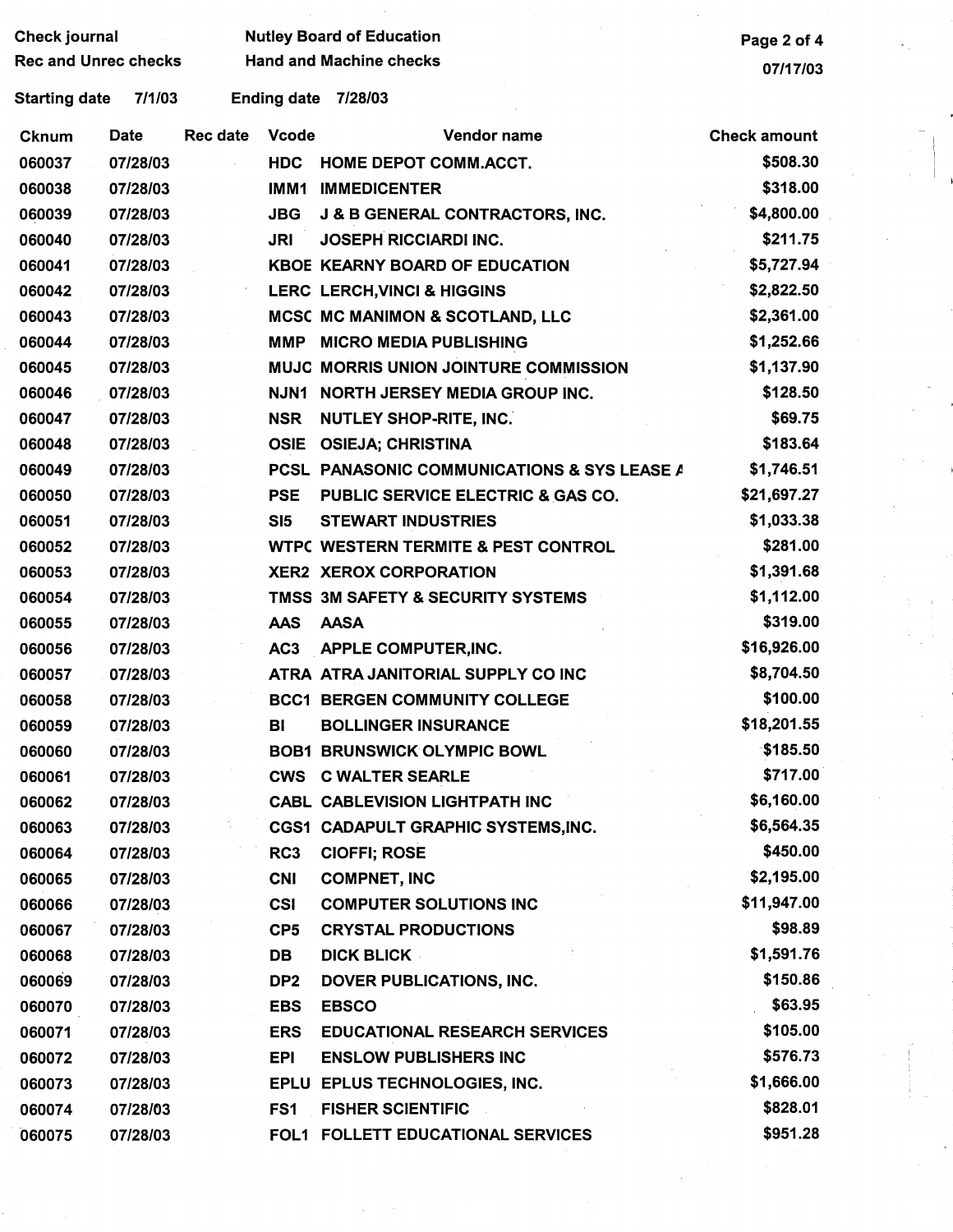Check journal
Rec and Unrec checks

Nutley Board of Education
Hand and Machine checks

07/17/03

Starting date 7/1/03 Ending date 7/28/03

| Cknum | Date | Rec date | Vcode | Vendor name | Check amount |
|---|---|---|---|---|---|
| 060037 | 07/28/03 | | HDC | HOME DEPOT COMM.ACCT. | $508.30 |
| 060038 | 07/28/03 | | IMM1 | IMMEDICENTER | $318.00 |
| 060039 | 07/28/03 | | JBG | J & B GENERAL CONTRACTORS, INC. | $4,800.00 |
| 060040 | 07/28/03 | | JRI | JOSEPH RICCIARDI INC. | $211.75 |
| 060041 | 07/28/03 | | KBOE | KEARNY BOARD OF EDUCATION | $5,727.94 |
| 060042 | 07/28/03 | | LERC | LERCH,VINCI & HIGGINS | $2,822.50 |
| 060043 | 07/28/03 | | MCSC | MC MANIMON & SCOTLAND, LLC | $2,361.00 |
| 060044 | 07/28/03 | | MMP | MICRO MEDIA PUBLISHING | $1,252.66 |
| 060045 | 07/28/03 | | MUJC | MORRIS UNION JOINTURE COMMISSION | $1,137.90 |
| 060046 | 07/28/03 | | NJN1 | NORTH JERSEY MEDIA GROUP INC. | $128.50 |
| 060047 | 07/28/03 | | NSR | NUTLEY SHOP-RITE, INC. | $69.75 |
| 060048 | 07/28/03 | | OSIE | OSIEJA; CHRISTINA | $183.64 |
| 060049 | 07/28/03 | | PCSL | PANASONIC COMMUNICATIONS & SYS LEASE A | $1,746.51 |
| 060050 | 07/28/03 | | PSE | PUBLIC SERVICE ELECTRIC & GAS CO. | $21,697.27 |
| 060051 | 07/28/03 | | SI5 | STEWART INDUSTRIES | $1,033.38 |
| 060052 | 07/28/03 | | WTPC | WESTERN TERMITE & PEST CONTROL | $281.00 |
| 060053 | 07/28/03 | | XER2 | XEROX CORPORATION | $1,391.68 |
| 060054 | 07/28/03 | | TMSS | 3M SAFETY & SECURITY SYSTEMS | $1,112.00 |
| 060055 | 07/28/03 | | AAS | AASA | $319.00 |
| 060056 | 07/28/03 | | AC3 | APPLE COMPUTER,INC. | $16,926.00 |
| 060057 | 07/28/03 | | ATRA | ATRA JANITORIAL SUPPLY CO INC | $8,704.50 |
| 060058 | 07/28/03 | | BCC1 | BERGEN COMMUNITY COLLEGE | $100.00 |
| 060059 | 07/28/03 | | BI | BOLLINGER INSURANCE | $18,201.55 |
| 060060 | 07/28/03 | | BOB1 | BRUNSWICK OLYMPIC BOWL | $185.50 |
| 060061 | 07/28/03 | | CWS | C WALTER SEARLE | $717.00 |
| 060062 | 07/28/03 | | CABL | CABLEVISION LIGHTPATH INC | $6,160.00 |
| 060063 | 07/28/03 | | CGS1 | CADAPULT GRAPHIC SYSTEMS,INC. | $6,564.35 |
| 060064 | 07/28/03 | | RC3 | CIOFFI; ROSE | $450.00 |
| 060065 | 07/28/03 | | CNI | COMPNET, INC | $2,195.00 |
| 060066 | 07/28/03 | | CSI | COMPUTER SOLUTIONS INC | $11,947.00 |
| 060067 | 07/28/03 | | CP5 | CRYSTAL PRODUCTIONS | $98.89 |
| 060068 | 07/28/03 | | DB | DICK BLICK | $1,591.76 |
| 060069 | 07/28/03 | | DP2 | DOVER PUBLICATIONS, INC. | $150.86 |
| 060070 | 07/28/03 | | EBS | EBSCO | $63.95 |
| 060071 | 07/28/03 | | ERS | EDUCATIONAL RESEARCH SERVICES | $105.00 |
| 060072 | 07/28/03 | | EPI | ENSLOW PUBLISHERS INC | $576.73 |
| 060073 | 07/28/03 | | EPLU | EPLUS TECHNOLOGIES, INC. | $1,666.00 |
| 060074 | 07/28/03 | | FS1 | FISHER SCIENTIFIC | $828.01 |
| 060075 | 07/28/03 | | FOL1 | FOLLETT EDUCATIONAL SERVICES | $951.28 |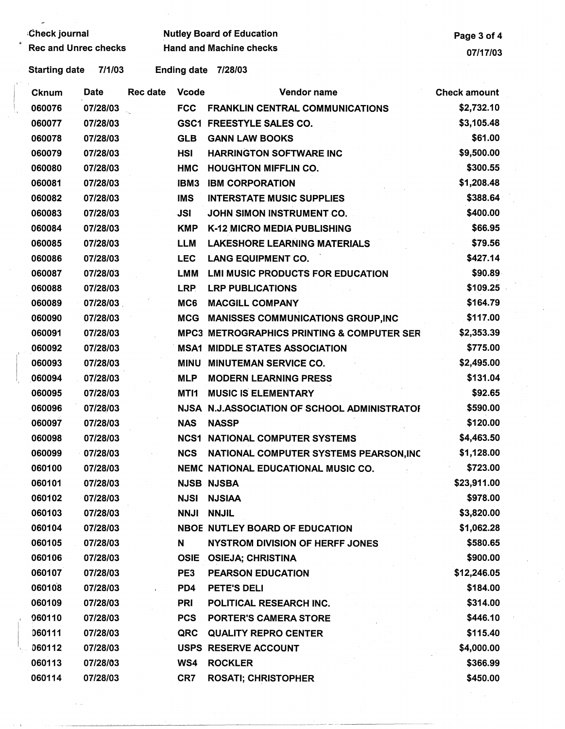Check journal

Rec and Unrec checks

Nutley Board of Education

Hand and Machine checks

07/17/03

Starting date 7/1/03 Ending date 7/28/03

| Cknum | Date | Rec date | Vcode | Vendor name | Check amount |
|---|---|---|---|---|---|
| 060076 | 07/28/03 | | FCC | FRANKLIN CENTRAL COMMUNICATIONS | $2,732.10 |
| 060077 | 07/28/03 | | GSC1 | FREESTYLE SALES CO. | $3,105.48 |
| 060078 | 07/28/03 | | GLB | GANN LAW BOOKS | $61.00 |
| 060079 | 07/28/03 | | HSI | HARRINGTON SOFTWARE INC | $9,500.00 |
| 060080 | 07/28/03 | | HMC | HOUGHTON MIFFLIN CO. | $300.55 |
| 060081 | 07/28/03 | | IBM3 | IBM CORPORATION | $1,208.48 |
| 060082 | 07/28/03 | | IMS | INTERSTATE MUSIC SUPPLIES | $388.64 |
| 060083 | 07/28/03 | | JSI | JOHN SIMON INSTRUMENT CO. | $400.00 |
| 060084 | 07/28/03 | | KMP | K-12 MICRO MEDIA PUBLISHING | $66.95 |
| 060085 | 07/28/03 | | LLM | LAKESHORE LEARNING MATERIALS | $79.56 |
| 060086 | 07/28/03 | | LEC | LANG EQUIPMENT CO. | $427.14 |
| 060087 | 07/28/03 | | LMM | LMI MUSIC PRODUCTS FOR EDUCATION | $90.89 |
| 060088 | 07/28/03 | | LRP | LRP PUBLICATIONS | $109.25 |
| 060089 | 07/28/03 | | MC6 | MACGILL COMPANY | $164.79 |
| 060090 | 07/28/03 | | MCG | MANISSES COMMUNICATIONS GROUP,INC | $117.00 |
| 060091 | 07/28/03 | | MPC3 | METROGRAPHICS PRINTING & COMPUTER SER | $2,353.39 |
| 060092 | 07/28/03 | | MSA1 | MIDDLE STATES ASSOCIATION | $775.00 |
| 060093 | 07/28/03 | | MINU | MINUTEMAN SERVICE CO. | $2,495.00 |
| 060094 | 07/28/03 | | MLP | MODERN LEARNING PRESS | $131.04 |
| 060095 | 07/28/03 | | MTI1 | MUSIC IS ELEMENTARY | $92.65 |
| 060096 | 07/28/03 | | NJSA | N.J.ASSOCIATION OF SCHOOL ADMINISTRATOI | $590.00 |
| 060097 | 07/28/03 | | NAS | NASSP | $120.00 |
| 060098 | 07/28/03 | | NCS1 | NATIONAL COMPUTER SYSTEMS | $4,463.50 |
| 060099 | 07/28/03 | | NCS | NATIONAL COMPUTER SYSTEMS PEARSON,INC | $1,128.00 |
| 060100 | 07/28/03 | | NEMC | NATIONAL EDUCATIONAL MUSIC CO. | $723.00 |
| 060101 | 07/28/03 | | NJSB | NJSBA | $23,911.00 |
| 060102 | 07/28/03 | | NJSI | NJSIAA | $978.00 |
| 060103 | 07/28/03 | | NNJI | NNJIL | $3,820.00 |
| 060104 | 07/28/03 | | NBOE | NUTLEY BOARD OF EDUCATION | $1,062.28 |
| 060105 | 07/28/03 | | N | NYSTROM DIVISION OF HERFF JONES | $580.65 |
| 060106 | 07/28/03 | | OSIE | OSIEJA; CHRISTINA | $900.00 |
| 060107 | 07/28/03 | | PE3 | PEARSON EDUCATION | $12,246.05 |
| 060108 | 07/28/03 | | PD4 | PETE'S DELI | $184.00 |
| 060109 | 07/28/03 | | PRI | POLITICAL RESEARCH INC. | $314.00 |
| 060110 | 07/28/03 | | PCS | PORTER'S CAMERA STORE | $446.10 |
| 060111 | 07/28/03 | | QRC | QUALITY REPRO CENTER | $115.40 |
| 060112 | 07/28/03 | | USPS | RESERVE ACCOUNT | $4,000.00 |
| 060113 | 07/28/03 | | WS4 | ROCKLER | $366.99 |
| 060114 | 07/28/03 | | CR7 | ROSATI; CHRISTOPHER | $450.00 |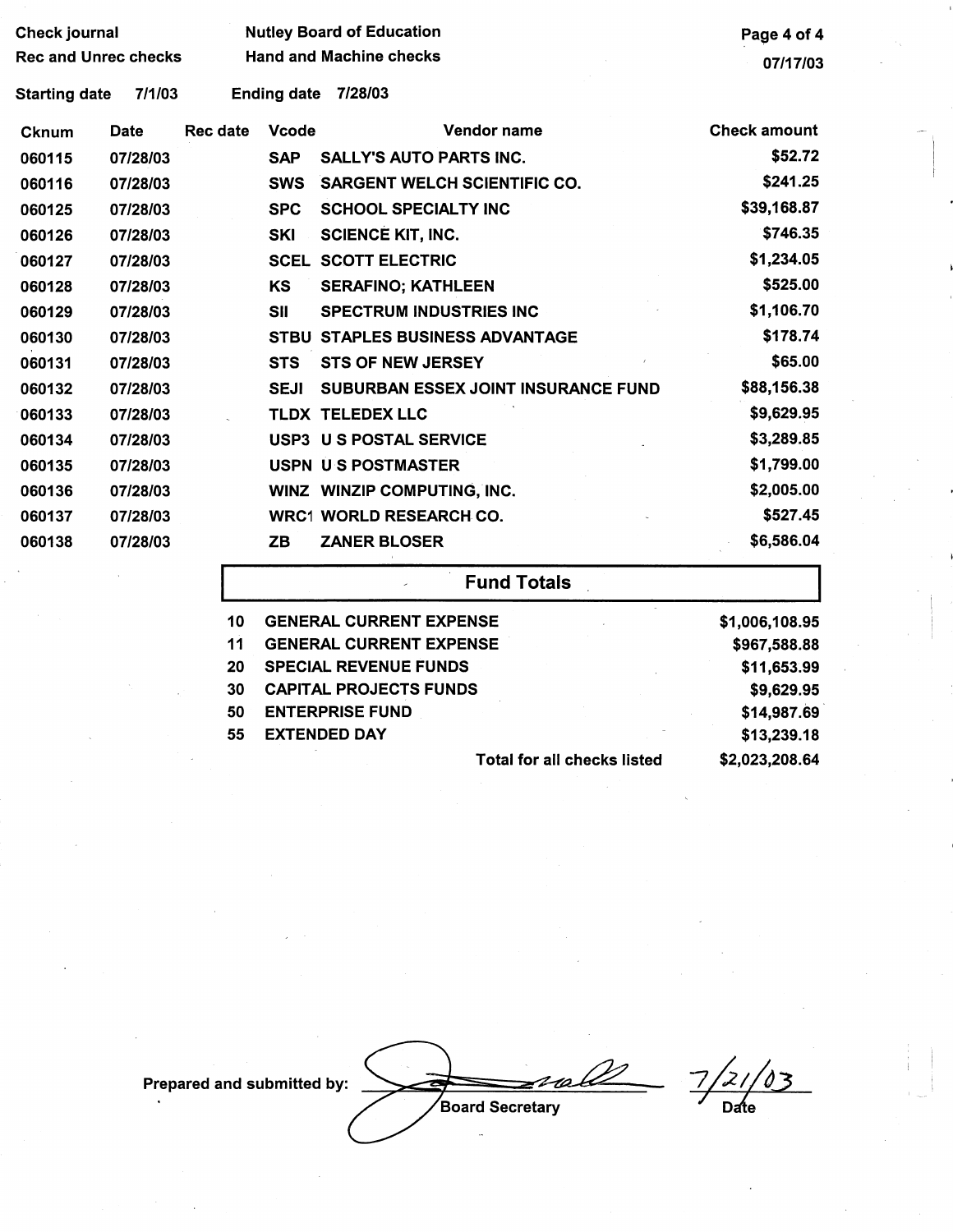Check journal
Rec and Unrec checks

Nutley Board of Education
Hand and Machine checks

07/17/03

Starting date 7/1/03 Ending date 7/28/03

| Cknum | Date | Rec date | Vcode | Vendor name | Check amount |
|---|---|---|---|---|---|
| 060115 | 07/28/03 | | SAP | SALLY'S AUTO PARTS INC. | $52.72 |
| 060116 | 07/28/03 | | SWS | SARGENT WELCH SCIENTIFIC CO. | $241.25 |
| 060125 | 07/28/03 | | SPC | SCHOOL SPECIALTY INC | $39,168.87 |
| 060126 | 07/28/03 | | SKI | SCIENCE KIT, INC. | $746.35 |
| 060127 | 07/28/03 | | SCEL | SCOTT ELECTRIC | $1,234.05 |
| 060128 | 07/28/03 | | KS | SERAFINO; KATHLEEN | $525.00 |
| 060129 | 07/28/03 | | SII | SPECTRUM INDUSTRIES INC | $1,106.70 |
| 060130 | 07/28/03 | | STBU | STAPLES BUSINESS ADVANTAGE | $178.74 |
| 060131 | 07/28/03 | | STS | STS OF NEW JERSEY | $65.00 |
| 060132 | 07/28/03 | | SEJI | SUBURBAN ESSEX JOINT INSURANCE FUND | $88,156.38 |
| 060133 | 07/28/03 | | TLDX | TELEDEX LLC | $9,629.95 |
| 060134 | 07/28/03 | | USP3 | U S POSTAL SERVICE | $3,289.85 |
| 060135 | 07/28/03 | | USPN | U S POSTMASTER | $1,799.00 |
| 060136 | 07/28/03 | | WINZ | WINZIP COMPUTING, INC. | $2,005.00 |
| 060137 | 07/28/03 | | WRC1 | WORLD RESEARCH CO. | $527.45 |
| 060138 | 07/28/03 | | ZB | ZANER BLOSER | $6,586.04 |

**Fund Totals**

| | | |
|---|---|---|
| 10 | GENERAL CURRENT EXPENSE | $1,006,108.95 |
| 11 | GENERAL CURRENT EXPENSE | $967,588.88 |
| 20 | SPECIAL REVENUE FUNDS | $11,653.99 |
| 30 | CAPITAL PROJECTS FUNDS | $9,629.95 |
| 50 | ENTERPRISE FUND | $14,987.69 |
| 55 | EXTENDED DAY | $13,239.18 |
| | Total for all checks listed | $2,023,208.64 |

Prepared and submitted by: _______________ Board Secretary    7/21/03 Date